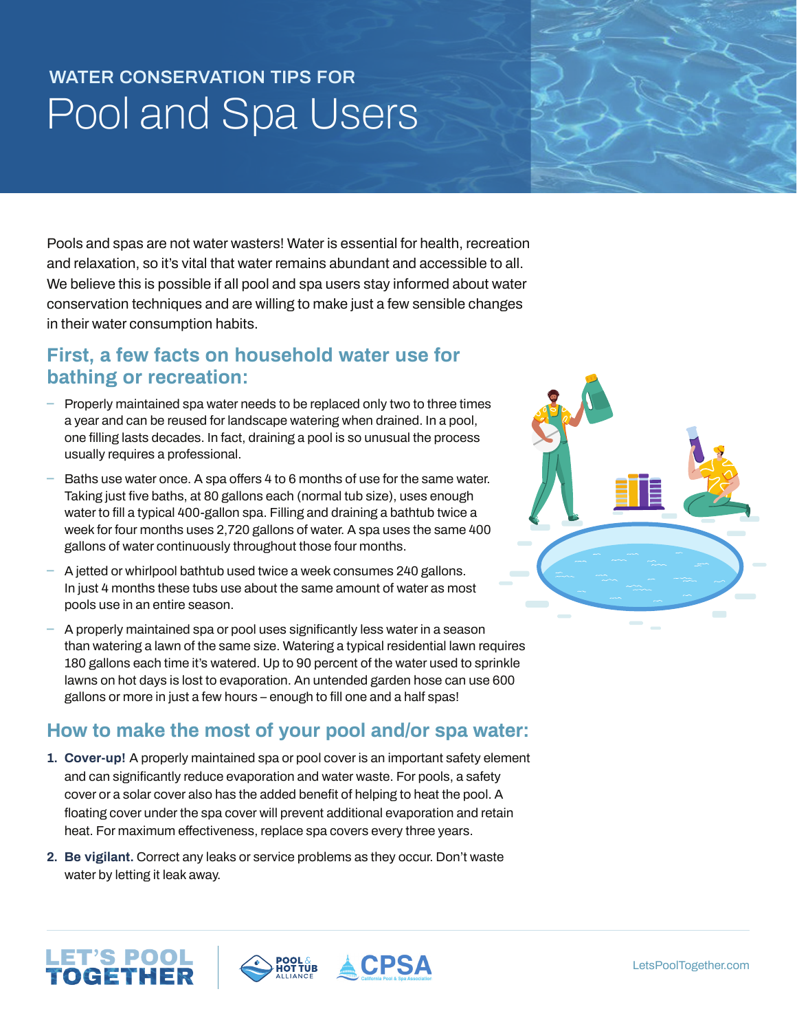WATER CONSERVATION TIPS FOR

# Pool and Spa Users

Pools and spas are not water wasters! Water is essential for health, recreation and relaxation, so it's vital that water remains abundant and accessible to all. We believe this is possible if all pool and spa users stay informed about water conservation techniques and are willing to make just a few sensible changes in their water consumption habits.

## First, a few facts on household water use for bathing or recreation:

- Properly maintained spa water needs to be replaced only two to three times a year and can be reused for landscape watering when drained. In a pool, one filling lasts decades. In fact, draining a pool is so unusual the process usually requires a professional.
- Baths use water once. A spa offers 4 to 6 months of use for the same water. Taking just five baths, at 80 gallons each (normal tub size), uses enough water to fill a typical 400-gallon spa. Filling and draining a bathtub twice a week for four months uses 2,720 gallons of water. A spa uses the same 400 gallons of water continuously throughout those four months.
- A jetted or whirlpool bathtub used twice a week consumes 240 gallons. In just 4 months these tubs use about the same amount of water as most pools use in an entire season.
- A properly maintained spa or pool uses significantly less water in a season than watering a lawn of the same size. Watering a typical residential lawn requires 180 gallons each time it's watered. Up to 90 percent of the water used to sprinkle lawns on hot days is lost to evaporation. An untended garden hose can use 600 gallons or more in just a few hours – enough to fill one and a half spas!

## How to make the most of your pool and/or spa water:

1. **Cover-up!** A properly maintained spa or pool cover is an important safety element and can significantly reduce evaporation and water waste. For pools, a safety cover or a solar cover also has the added benefit of helping to heat the pool. A floating cover under the spa cover will prevent additional evaporation and retain heat. For maximum effectiveness, replace spa covers every three years.
2. **Be vigilant.** Correct any leaks or service problems as they occur. Don't waste water by letting it leak away.

LET'S POOL TOGETHER | POOL & HOT TUB ALLIANCE | CPSA California Pool & Spa Association

LetsPoolTogether.com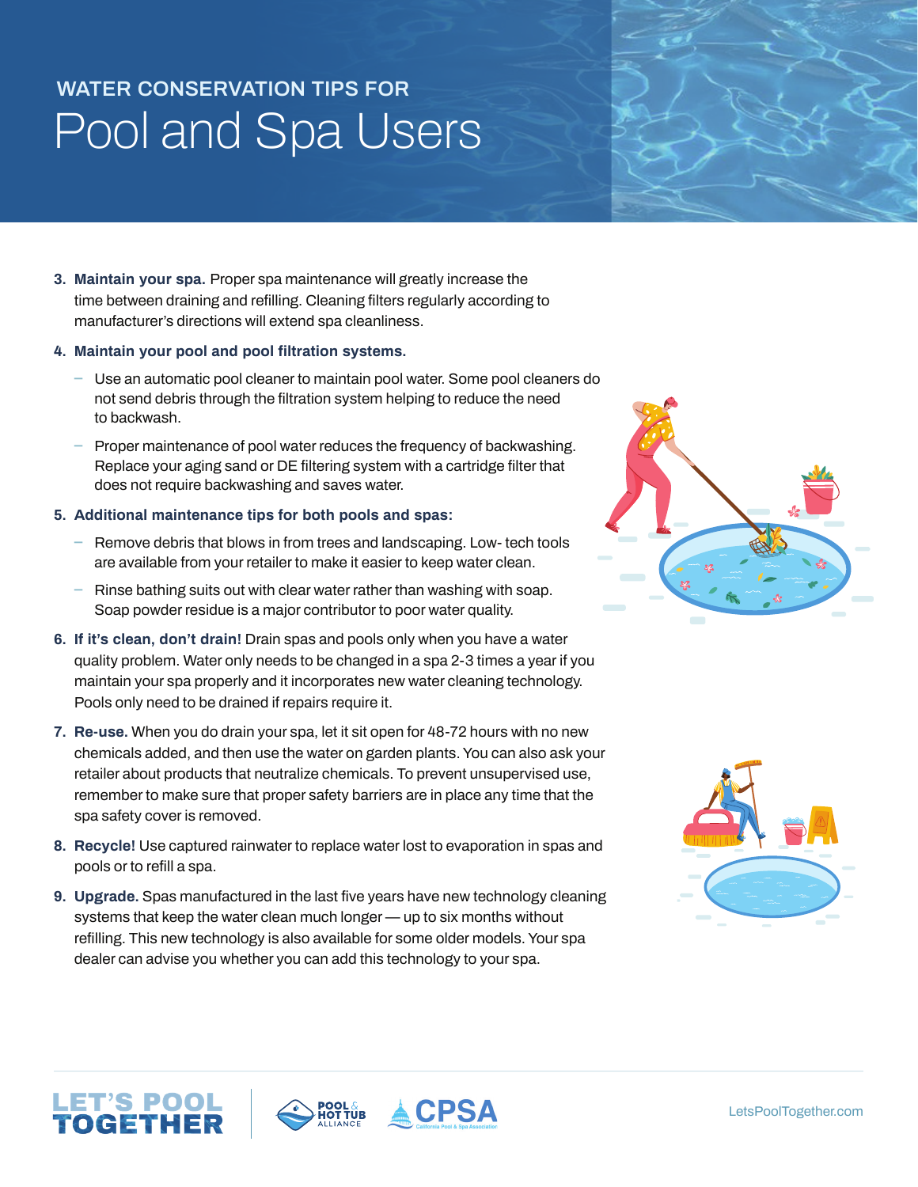## WATER CONSERVATION TIPS FOR

# Pool and Spa Users

3. **Maintain your spa.** Proper spa maintenance will greatly increase the time between draining and refilling. Cleaning filters regularly according to manufacturer's directions will extend spa cleanliness.

4. **Maintain your pool and pool filtration systems.**
   - Use an automatic pool cleaner to maintain pool water. Some pool cleaners do not send debris through the filtration system helping to reduce the need to backwash.
   - Proper maintenance of pool water reduces the frequency of backwashing. Replace your aging sand or DE filtering system with a cartridge filter that does not require backwashing and saves water.

5. **Additional maintenance tips for both pools and spas:**
   - Remove debris that blows in from trees and landscaping. Low- tech tools are available from your retailer to make it easier to keep water clean.
   - Rinse bathing suits out with clear water rather than washing with soap. Soap powder residue is a major contributor to poor water quality.

6. **If it's clean, don't drain!** Drain spas and pools only when you have a water quality problem. Water only needs to be changed in a spa 2-3 times a year if you maintain your spa properly and it incorporates new water cleaning technology. Pools only need to be drained if repairs require it.

7. **Re-use.** When you do drain your spa, let it sit open for 48-72 hours with no new chemicals added, and then use the water on garden plants. You can also ask your retailer about products that neutralize chemicals. To prevent unsupervised use, remember to make sure that proper safety barriers are in place any time that the spa safety cover is removed.

8. **Recycle!** Use captured rainwater to replace water lost to evaporation in spas and pools or to refill a spa.

9. **Upgrade.** Spas manufactured in the last five years have new technology cleaning systems that keep the water clean much longer — up to six months without refilling. This new technology is also available for some older models. Your spa dealer can advise you whether you can add this technology to your spa.

LET'S POOL TOGETHER | POOL & HOT TUB ALLIANCE | CPSA California Pool & Spa Association

LetsPoolTogether.com